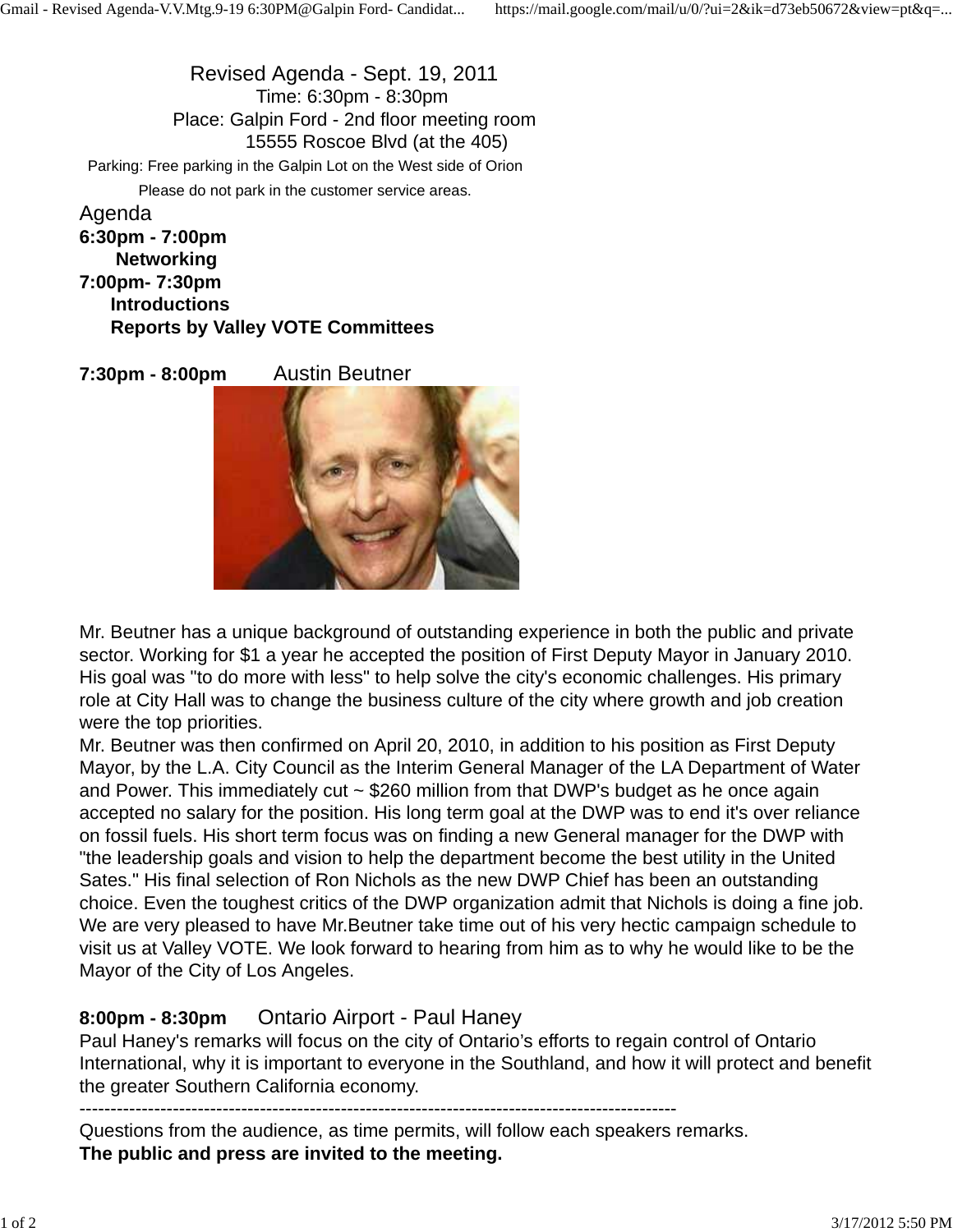# Revised Agenda - Sept. 19, 2011

Time: 6:30pm - 8:30pm

Place: Galpin Ford - 2nd floor meeting room

15555 Roscoe Blvd (at the 405)

Parking: Free parking in the Galpin Lot on the West side of Orion

Please do not park in the customer service areas.

## Agenda

**6:30pm - 7:00pm**

**Networking**

**7:00pm- 7:30pm**

**Introductions**

**Reports by Valley VOTE Committees**

**7:30pm - 8:00pm** Austin Beutner

Mr. Beutner has a unique background of outstanding experience in both the public and private sector. Working for $1 a year he accepted the position of First Deputy Mayor in January 2010. His goal was "to do more with less" to help solve the city's economic challenges. His primary role at City Hall was to change the business culture of the city where growth and job creation were the top priorities.

Mr. Beutner was then confirmed on April 20, 2010, in addition to his position as First Deputy Mayor, by the L.A. City Council as the Interim General Manager of the LA Department of Water and Power. This immediately cut ~ $260 million from that DWP's budget as he once again accepted no salary for the position. His long term goal at the DWP was to end it's over reliance on fossil fuels. His short term focus was on finding a new General manager for the DWP with "the leadership goals and vision to help the department become the best utility in the United Sates." His final selection of Ron Nichols as the new DWP Chief has been an outstanding choice. Even the toughest critics of the DWP organization admit that Nichols is doing a fine job. We are very pleased to have Mr.Beutner take time out of his very hectic campaign schedule to visit us at Valley VOTE. We look forward to hearing from him as to why he would like to be the Mayor of the City of Los Angeles.

**8:00pm - 8:30pm** Ontario Airport - Paul Haney

Paul Haney's remarks will focus on the city of Ontario's efforts to regain control of Ontario International, why it is important to everyone in the Southland, and how it will protect and benefit the greater Southern California economy.

---

Questions from the audience, as time permits, will follow each speakers remarks.

**The public and press are invited to the meeting.**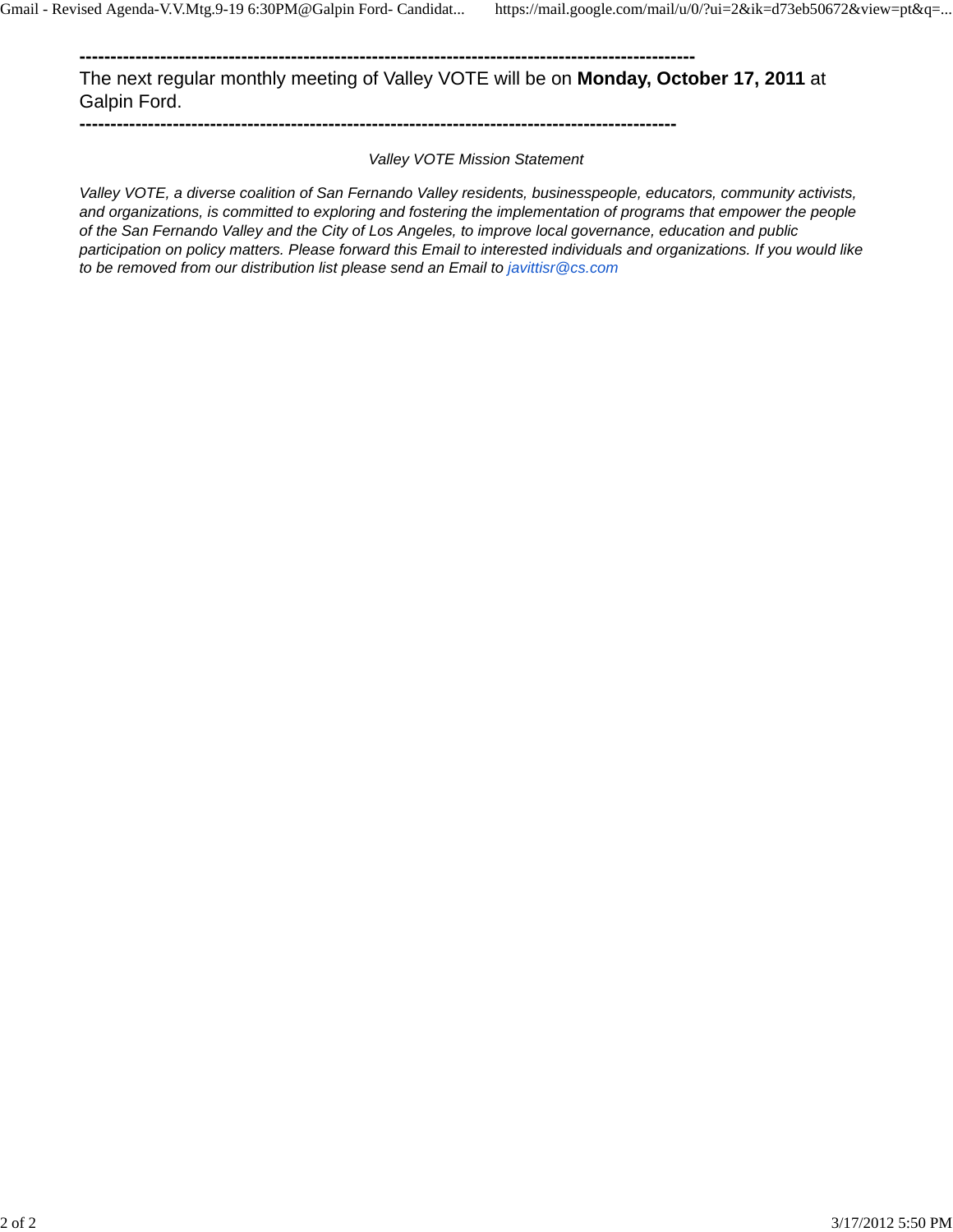---

The next regular monthly meeting of Valley VOTE will be on **Monday, October 17, 2011** at Galpin Ford.

---

*Valley VOTE Mission Statement*

*Valley VOTE, a diverse coalition of San Fernando Valley residents, businesspeople, educators, community activists, and organizations, is committed to exploring and fostering the implementation of programs that empower the people of the San Fernando Valley and the City of Los Angeles, to improve local governance, education and public participation on policy matters. Please forward this Email to interested individuals and organizations. If you would like to be removed from our distribution list please send an Email to javittisr@cs.com*